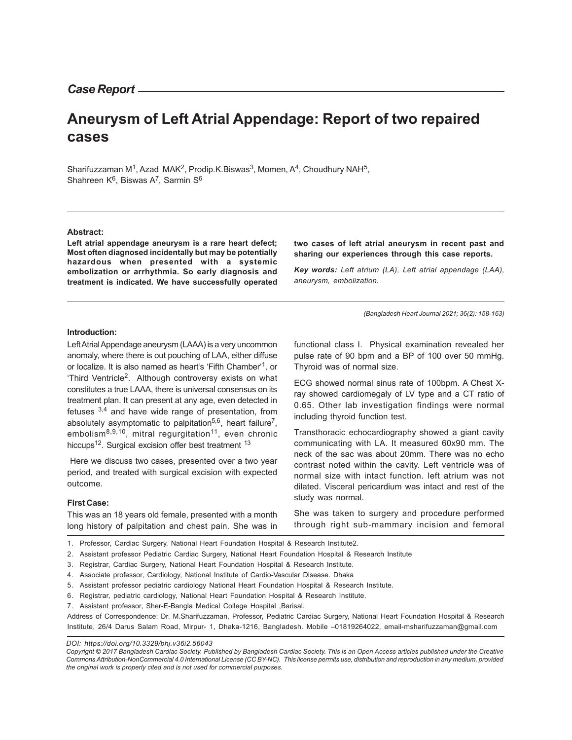*Case Report*

# Aneurysm of Left Atrial Appendage: Report of two repaired cases

Sharifuzzaman M[1], Azad MAK[2], Prodip.K.Biswas[3], Momen, A[4], Choudhury NAH[5], Shahreen K[6], Biswas A[7], Sarmin S[6]

**Abstract:**

**Left atrial appendage aneurysm is a rare heart defect; Most often diagnosed incidentally but may be potentially hazardous when presented with a systemic embolization or arrhythmia. So early diagnosis and treatment is indicated. We have successfully operated two cases of left atrial aneurysm in recent past and sharing our experiences through this case reports.**

***Key words:*** *Left atrium (LA), Left atrial appendage (LAA), aneurysm, embolization.*

### Introduction:

Left Atrial Appendage aneurysm (LAAA) is a very uncommon anomaly, where there is out pouching of LAA, either diffuse or localize. It is also named as heart's 'Fifth Chamber'[1], or 'Third Ventricle[2]. Although controversy exists on what constitutes a true LAAA, there is universal consensus on its treatment plan. It can present at any age, even detected in fetuses [3,4] and have wide range of presentation, from absolutely asymptomatic to palpitation[5,6], heart failure[7], embolism[8,9,10], mitral regurgitation[11], even chronic hiccups[12]. Surgical excision offer best treatment [13]

Here we discuss two cases, presented over a two year period, and treated with surgical excision with expected outcome.

### First Case:

This was an 18 years old female, presented with a month long history of palpitation and chest pain. She was in functional class I. Physical examination revealed her pulse rate of 90 bpm and a BP of 100 over 50 mmHg. Thyroid was of normal size.

ECG showed normal sinus rate of 100bpm. A Chest X-ray showed cardiomegaly of LV type and a CT ratio of 0.65. Other lab investigation findings were normal including thyroid function test.

Transthoracic echocardiography showed a giant cavity communicating with LA. It measured 60x90 mm. The neck of the sac was about 20mm. There was no echo contrast noted within the cavity. Left ventricle was of normal size with intact function. left atrium was not dilated. Visceral pericardium was intact and rest of the study was normal.

She was taken to surgery and procedure performed through right sub-mammary incision and femoral

1. Professor, Cardiac Surgery, National Heart Foundation Hospital & Research Institute2.
2. Assistant professor Pediatric Cardiac Surgery, National Heart Foundation Hospital & Research Institute
3. Registrar, Cardiac Surgery, National Heart Foundation Hospital & Research Institute.
4. Associate professor, Cardiology, National Institute of Cardio-Vascular Disease. Dhaka
5. Assistant professor pediatric cardiology National Heart Foundation Hospital & Research Institute.
6. Registrar, pediatric cardiology, National Heart Foundation Hospital & Research Institute.
7. Assistant professor, Sher-E-Bangla Medical College Hospital ,Barisal.

Address of Correspondence: Dr. M.Sharifuzzaman, Professor, Pediatric Cardiac Surgery, National Heart Foundation Hospital & Research Institute, 26/4 Darus Salam Road, Mirpur- 1, Dhaka-1216, Bangladesh. Mobile –01819264022, email-msharifuzzaman@gmail.com

*DOI: https://doi.org/10.3329/bhj.v36i2.56043*

*Copyright © 2017 Bangladesh Cardiac Society. Published by Bangladesh Cardiac Society. This is an Open Access articles published under the Creative Commons Attribution-NonCommercial 4.0 International License (CC BY-NC). This license permits use, distribution and reproduction in any medium, provided the original work is properly cited and is not used for commercial purposes.*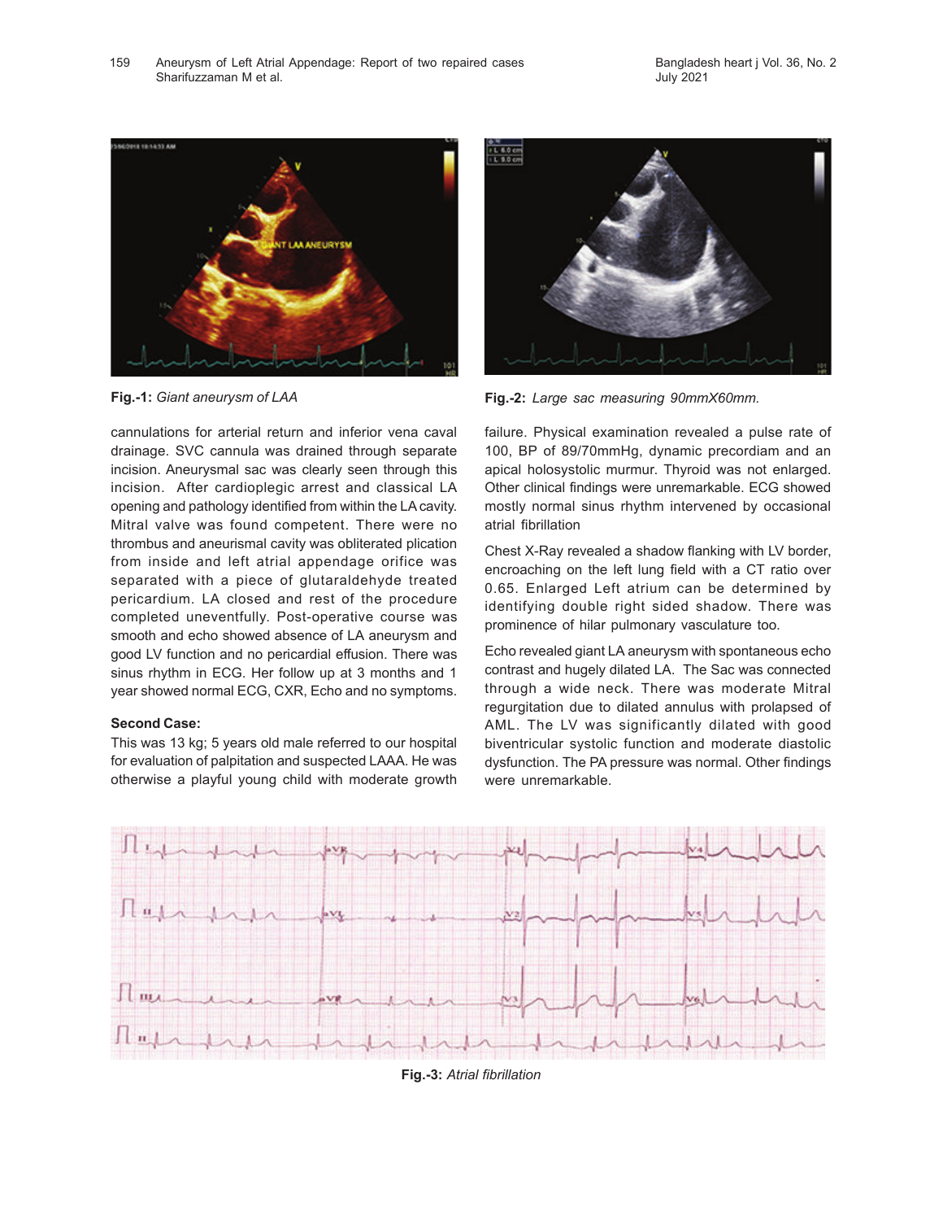Fig.-1: *Giant aneurysm of LAA*

Fig.-2: *Large sac measuring 90mmX60mm.*

cannulations for arterial return and inferior vena caval drainage. SVC cannula was drained through separate incision. Aneurysmal sac was clearly seen through this incision. After cardioplegic arrest and classical LA opening and pathology identified from within the LA cavity. Mitral valve was found competent. There were no thrombus and aneurismal cavity was obliterated plication from inside and left atrial appendage orifice was separated with a piece of glutaraldehyde treated pericardium. LA closed and rest of the procedure completed uneventfully. Post-operative course was smooth and echo showed absence of LA aneurysm and good LV function and no pericardial effusion. There was sinus rhythm in ECG. Her follow up at 3 months and 1 year showed normal ECG, CXR, Echo and no symptoms.

**Second Case:**

This was 13 kg; 5 years old male referred to our hospital for evaluation of palpitation and suspected LAAA. He was otherwise a playful young child with moderate growth failure. Physical examination revealed a pulse rate of 100, BP of 89/70mmHg, dynamic precordiam and an apical holosystolic murmur. Thyroid was not enlarged. Other clinical findings were unremarkable. ECG showed mostly normal sinus rhythm intervened by occasional atrial fibrillation

Chest X-Ray revealed a shadow flanking with LV border, encroaching on the left lung field with a CT ratio over 0.65. Enlarged Left atrium can be determined by identifying double right sided shadow. There was prominence of hilar pulmonary vasculature too.

Echo revealed giant LA aneurysm with spontaneous echo contrast and hugely dilated LA. The Sac was connected through a wide neck. There was moderate Mitral regurgitation due to dilated annulus with prolapsed of AML. The LV was significantly dilated with good biventricular systolic function and moderate diastolic dysfunction. The PA pressure was normal. Other findings were unremarkable.

Fig.-3: *Atrial fibrillation*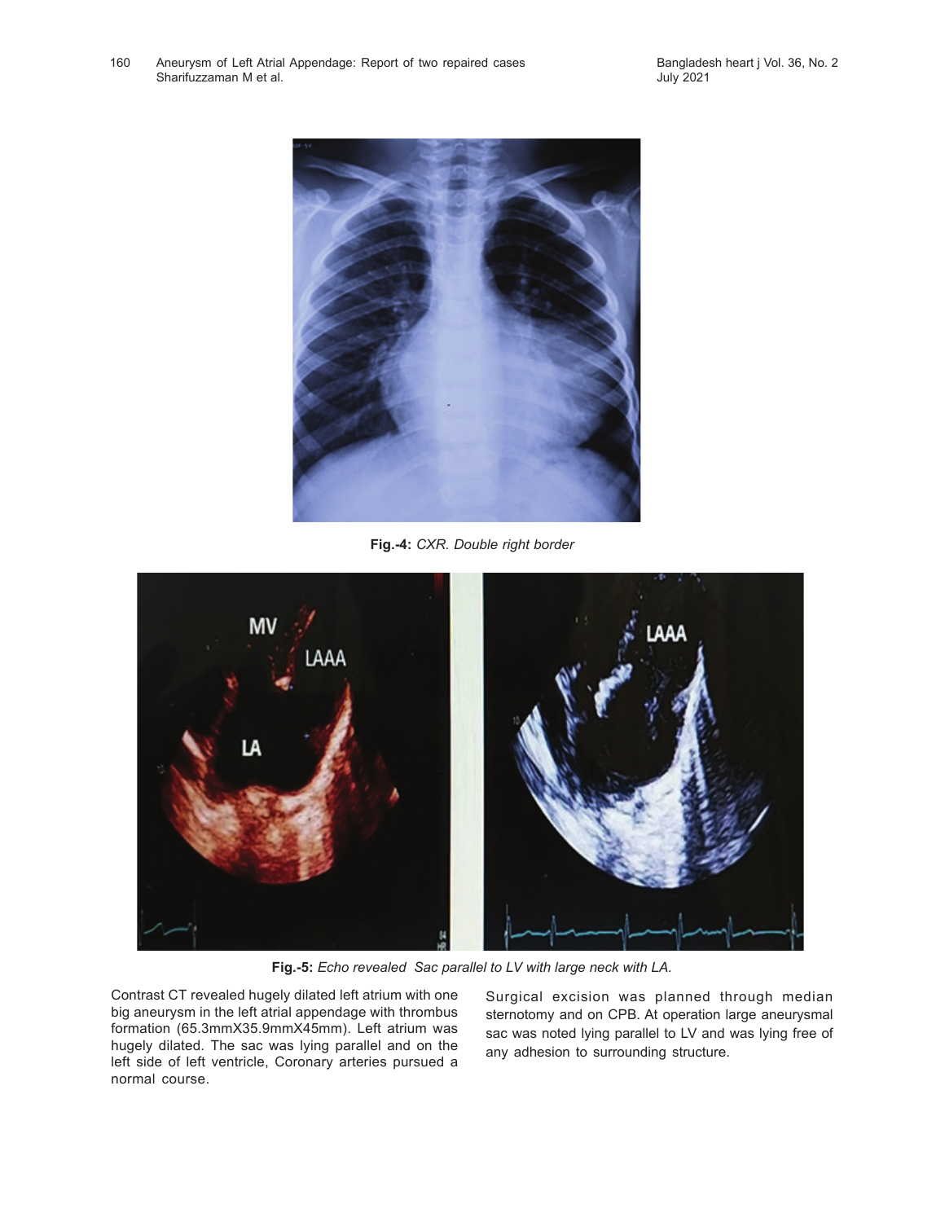**Fig.-4:** *CXR. Double right border*

MV

LAAA

LA

LAAA

**Fig.-5:** *Echo revealed Sac parallel to LV with large neck with LA.*

Contrast CT revealed hugely dilated left atrium with one big aneurysm in the left atrial appendage with thrombus formation (65.3mmX35.9mmX45mm). Left atrium was hugely dilated. The sac was lying parallel and on the left side of left ventricle, Coronary arteries pursued a normal course.

Surgical excision was planned through median sternotomy and on CPB. At operation large aneurysmal sac was noted lying parallel to LV and was lying free of any adhesion to surrounding structure.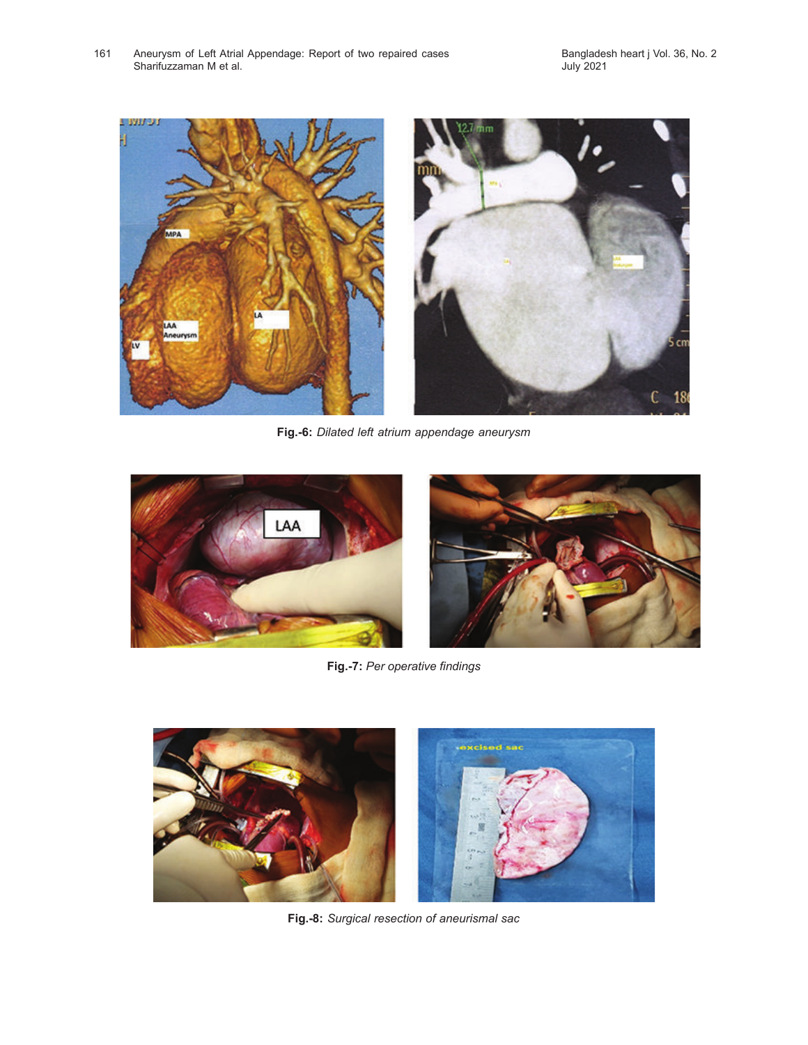**Fig.-6:** *Dilated left atrium appendage aneurysm*

**Fig.-7:** *Per operative findings*

**Fig.-8:** *Surgical resection of aneurismal sac*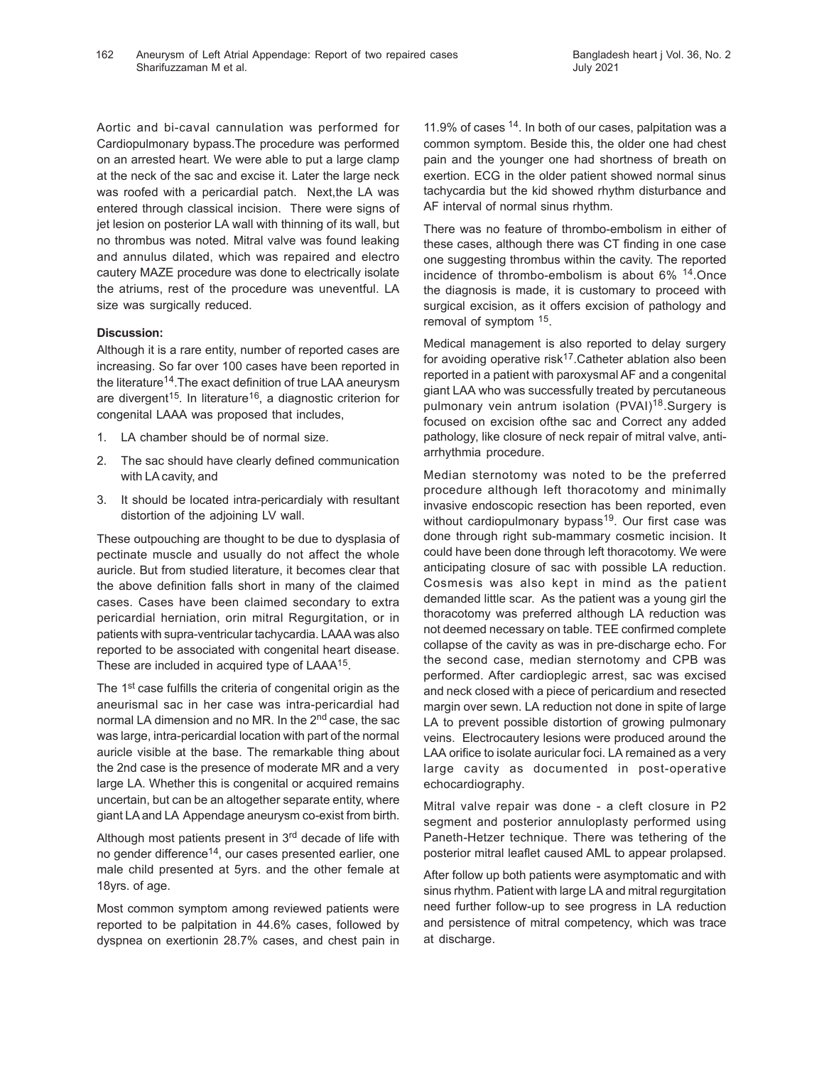Aortic and bi-caval cannulation was performed for Cardiopulmonary bypass.The procedure was performed on an arrested heart. We were able to put a large clamp at the neck of the sac and excise it. Later the large neck was roofed with a pericardial patch. Next,the LA was entered through classical incision. There were signs of jet lesion on posterior LA wall with thinning of its wall, but no thrombus was noted. Mitral valve was found leaking and annulus dilated, which was repaired and electro cautery MAZE procedure was done to electrically isolate the atriums, rest of the procedure was uneventful. LA size was surgically reduced.

**Discussion:**

Although it is a rare entity, number of reported cases are increasing. So far over 100 cases have been reported in the literature[14].The exact definition of true LAA aneurysm are divergent[15]. In literature[16], a diagnostic criterion for congenital LAAA was proposed that includes,

1. LA chamber should be of normal size.
2. The sac should have clearly defined communication with LA cavity, and
3. It should be located intra-pericardialy with resultant distortion of the adjoining LV wall.

These outpouching are thought to be due to dysplasia of pectinate muscle and usually do not affect the whole auricle. But from studied literature, it becomes clear that the above definition falls short in many of the claimed cases. Cases have been claimed secondary to extra pericardial herniation, orin mitral Regurgitation, or in patients with supra-ventricular tachycardia. LAAA was also reported to be associated with congenital heart disease. These are included in acquired type of LAAA[15].

The 1st case fulfills the criteria of congenital origin as the aneurismal sac in her case was intra-pericardial had normal LA dimension and no MR. In the 2nd case, the sac was large, intra-pericardial location with part of the normal auricle visible at the base. The remarkable thing about the 2nd case is the presence of moderate MR and a very large LA. Whether this is congenital or acquired remains uncertain, but can be an altogether separate entity, where giant LA and LA Appendage aneurysm co-exist from birth.

Although most patients present in 3rd decade of life with no gender difference[14], our cases presented earlier, one male child presented at 5yrs. and the other female at 18yrs. of age.

Most common symptom among reviewed patients were reported to be palpitation in 44.6% cases, followed by dyspnea on exertionin 28.7% cases, and chest pain in 11.9% of cases [14]. In both of our cases, palpitation was a common symptom. Beside this, the older one had chest pain and the younger one had shortness of breath on exertion. ECG in the older patient showed normal sinus tachycardia but the kid showed rhythm disturbance and AF interval of normal sinus rhythm.

There was no feature of thrombo-embolism in either of these cases, although there was CT finding in one case one suggesting thrombus within the cavity. The reported incidence of thrombo-embolism is about 6% [14].Once the diagnosis is made, it is customary to proceed with surgical excision, as it offers excision of pathology and removal of symptom [15].

Medical management is also reported to delay surgery for avoiding operative risk[17].Catheter ablation also been reported in a patient with paroxysmal AF and a congenital giant LAA who was successfully treated by percutaneous pulmonary vein antrum isolation (PVAI)[18].Surgery is focused on excision ofthe sac and Correct any added pathology, like closure of neck repair of mitral valve, anti-arrhythmia procedure.

Median sternotomy was noted to be the preferred procedure although left thoracotomy and minimally invasive endoscopic resection has been reported, even without cardiopulmonary bypass[19]. Our first case was done through right sub-mammary cosmetic incision. It could have been done through left thoracotomy. We were anticipating closure of sac with possible LA reduction. Cosmesis was also kept in mind as the patient demanded little scar. As the patient was a young girl the thoracotomy was preferred although LA reduction was not deemed necessary on table. TEE confirmed complete collapse of the cavity as was in pre-discharge echo. For the second case, median sternotomy and CPB was performed. After cardioplegic arrest, sac was excised and neck closed with a piece of pericardium and resected margin over sewn. LA reduction not done in spite of large LA to prevent possible distortion of growing pulmonary veins. Electrocautery lesions were produced around the LAA orifice to isolate auricular foci. LA remained as a very large cavity as documented in post-operative echocardiography.

Mitral valve repair was done - a cleft closure in P2 segment and posterior annuloplasty performed using Paneth-Hetzer technique. There was tethering of the posterior mitral leaflet caused AML to appear prolapsed.

After follow up both patients were asymptomatic and with sinus rhythm. Patient with large LA and mitral regurgitation need further follow-up to see progress in LA reduction and persistence of mitral competency, which was trace at discharge.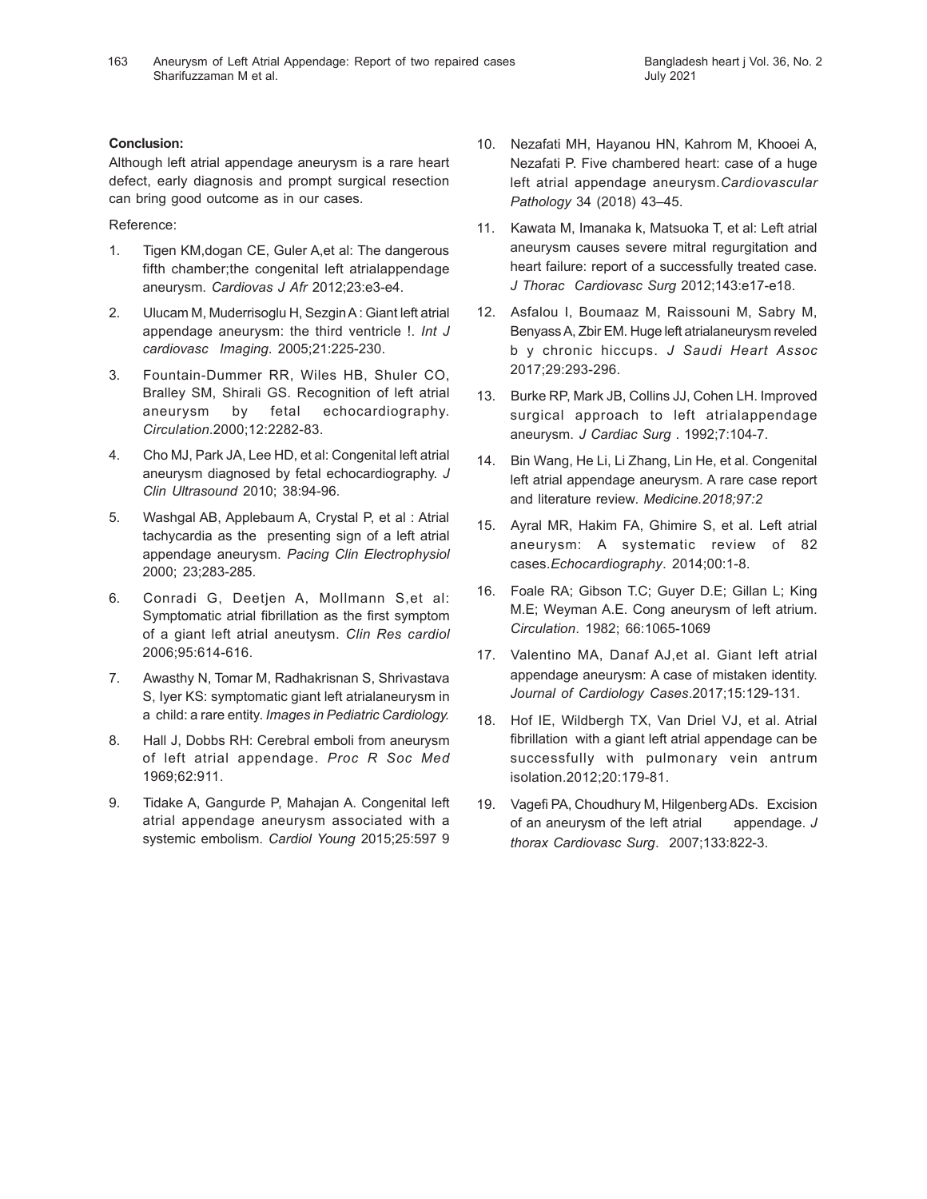**Conclusion:**

Although left atrial appendage aneurysm is a rare heart defect, early diagnosis and prompt surgical resection can bring good outcome as in our cases.

Reference:

1. Tigen KM,dogan CE, Guler A,et al: The dangerous fifth chamber;the congenital left atrialappendage aneurysm. *Cardiovas J Afr* 2012;23:e3-e4.
2. Ulucam M, Muderrisoglu H, Sezgin A : Giant left atrial appendage aneurysm: the third ventricle !. *Int J cardiovasc Imaging*. 2005;21:225-230.
3. Fountain-Dummer RR, Wiles HB, Shuler CO, Bralley SM, Shirali GS. Recognition of left atrial aneurysm by fetal echocardiography. *Circulation*.2000;12:2282-83.
4. Cho MJ, Park JA, Lee HD, et al: Congenital left atrial aneurysm diagnosed by fetal echocardiography. *J Clin Ultrasound* 2010; 38:94-96.
5. Washgal AB, Applebaum A, Crystal P, et al : Atrial tachycardia as the presenting sign of a left atrial appendage aneurysm. *Pacing Clin Electrophysiol* 2000; 23;283-285.
6. Conradi G, Deetjen A, Mollmann S,et al: Symptomatic atrial fibrillation as the first symptom of a giant left atrial aneutysm. *Clin Res cardiol* 2006;95:614-616.
7. Awasthy N, Tomar M, Radhakrisnan S, Shrivastava S, Iyer KS: symptomatic giant left atrialaneurysm in a child: a rare entity. *Images in Pediatric Cardiology.*
8. Hall J, Dobbs RH: Cerebral emboli from aneurysm of left atrial appendage. *Proc R Soc Med* 1969;62:911.
9. Tidake A, Gangurde P, Mahajan A. Congenital left atrial appendage aneurysm associated with a systemic embolism. *Cardiol Young* 2015;25:597 9
10. Nezafati MH, Hayanou HN, Kahrom M, Khooei A, Nezafati P. Five chambered heart: case of a huge left atrial appendage aneurysm.*Cardiovascular Pathology* 34 (2018) 43–45.
11. Kawata M, Imanaka k, Matsuoka T, et al: Left atrial aneurysm causes severe mitral regurgitation and heart failure: report of a successfully treated case. *J Thorac Cardiovasc Surg* 2012;143:e17-e18.
12. Asfalou I, Boumaaz M, Raissouni M, Sabry M, Benyass A, Zbir EM. Huge left atrialaneurysm reveled by chronic hiccups. *J Saudi Heart Assoc* 2017;29:293-296.
13. Burke RP, Mark JB, Collins JJ, Cohen LH. Improved surgical approach to left atrialappendage aneurysm. *J Cardiac Surg* . 1992;7:104-7.
14. Bin Wang, He Li, Li Zhang, Lin He, et al. Congenital left atrial appendage aneurysm. A rare case report and literature review. *Medicine.2018;97:2*
15. Ayral MR, Hakim FA, Ghimire S, et al. Left atrial aneurysm: A systematic review of 82 cases.*Echocardiography*. 2014;00:1-8.
16. Foale RA; Gibson T.C; Guyer D.E; Gillan L; King M.E; Weyman A.E. Cong aneurysm of left atrium. *Circulation*. 1982; 66:1065-1069
17. Valentino MA, Danaf AJ,et al. Giant left atrial appendage aneurysm: A case of mistaken identity. *Journal of Cardiology Cases*.2017;15:129-131.
18. Hof IE, Wildbergh TX, Van Driel VJ, et al. Atrial fibrillation with a giant left atrial appendage can be successfully with pulmonary vein antrum isolation.2012;20:179-81.
19. Vagefi PA, Choudhury M, Hilgenberg ADs. Excision of an aneurysm of the left atrial appendage. *J thorax Cardiovasc Surg*. 2007;133:822-3.